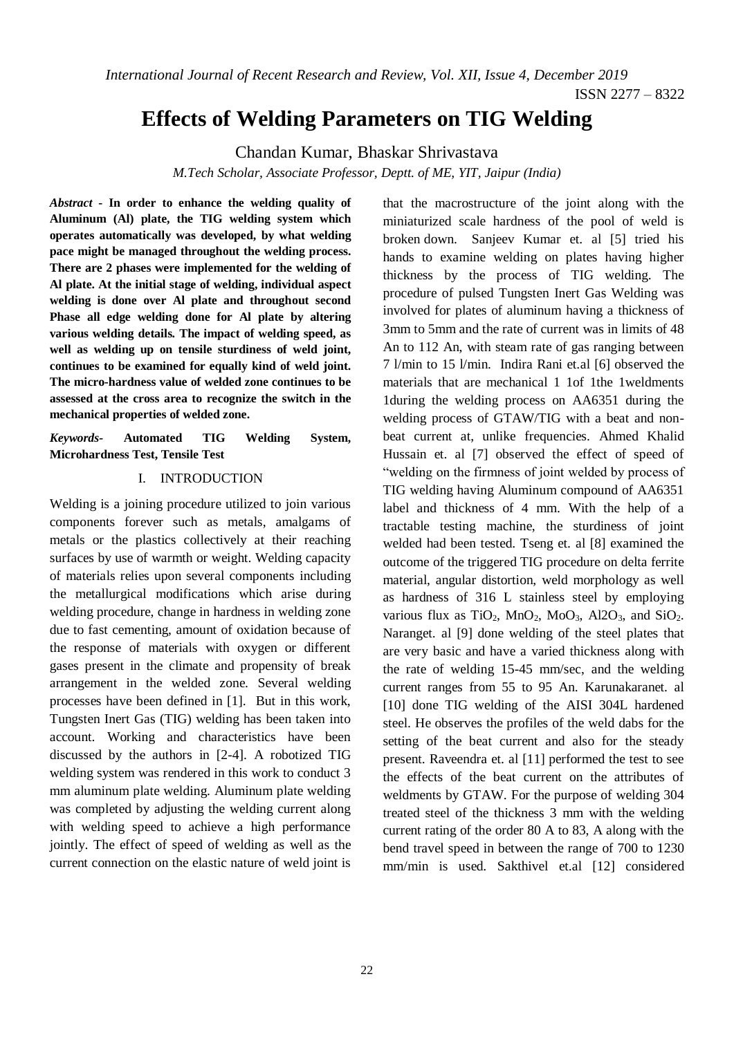# Effects of Welding Parameters on TIG Welding

Chandan Kumar, Bhaskar Shrivastava

*M.Tech Scholar, Associate Professor, Deptt. of ME, YIT, Jaipur (India)*

***Abstract* - In order to enhance the welding quality of Aluminum (Al) plate, the TIG welding system which operates automatically was developed, by what welding pace might be managed throughout the welding process. There are 2 phases were implemented for the welding of Al plate. At the initial stage of welding, individual aspect welding is done over Al plate and throughout second Phase all edge welding done for Al plate by altering various welding details. The impact of welding speed, as well as welding up on tensile sturdiness of weld joint, continues to be examined for equally kind of weld joint. The micro-hardness value of welded zone continues to be assessed at the cross area to recognize the switch in the mechanical properties of welded zone.**

***Keywords*- Automated TIG Welding System, Microhardness Test, Tensile Test**

## I. INTRODUCTION

Welding is a joining procedure utilized to join various components forever such as metals, amalgams of metals or the plastics collectively at their reaching surfaces by use of warmth or weight. Welding capacity of materials relies upon several components including the metallurgical modifications which arise during welding procedure, change in hardness in welding zone due to fast cementing, amount of oxidation because of the response of materials with oxygen or different gases present in the climate and propensity of break arrangement in the welded zone. Several welding processes have been defined in [1]. But in this work, Tungsten Inert Gas (TIG) welding has been taken into account. Working and characteristics have been discussed by the authors in [2-4]. A robotized TIG welding system was rendered in this work to conduct 3 mm aluminum plate welding. Aluminum plate welding was completed by adjusting the welding current along with welding speed to achieve a high performance jointly. The effect of speed of welding as well as the current connection on the elastic nature of weld joint is that the macrostructure of the joint along with the miniaturized scale hardness of the pool of weld is broken down. Sanjeev Kumar et. al [5] tried his hands to examine welding on plates having higher thickness by the process of TIG welding. The procedure of pulsed Tungsten Inert Gas Welding was involved for plates of aluminum having a thickness of 3mm to 5mm and the rate of current was in limits of 48 An to 112 An, with steam rate of gas ranging between 7 l/min to 15 l/min. Indira Rani et.al [6] observed the materials that are mechanical 1 1of 1the 1weldments 1during the welding process on AA6351 during the welding process of GTAW/TIG with a beat and non-beat current at, unlike frequencies. Ahmed Khalid Hussain et. al [7] observed the effect of speed of "welding on the firmness of joint welded by process of TIG welding having Aluminum compound of AA6351 label and thickness of 4 mm. With the help of a tractable testing machine, the sturdiness of joint welded had been tested. Tseng et. al [8] examined the outcome of the triggered TIG procedure on delta ferrite material, angular distortion, weld morphology as well as hardness of 316 L stainless steel by employing various flux as $TiO_2$, $MnO_2$, $MoO_3$, $Al2O_3$, and $SiO_2$. Naranget. al [9] done welding of the steel plates that are very basic and have a varied thickness along with the rate of welding 15-45 mm/sec, and the welding current ranges from 55 to 95 An. Karunakaranet. al [10] done TIG welding of the AISI 304L hardened steel. He observes the profiles of the weld dabs for the setting of the beat current and also for the steady present. Raveendra et. al [11] performed the test to see the effects of the beat current on the attributes of weldments by GTAW. For the purpose of welding 304 treated steel of the thickness 3 mm with the welding current rating of the order 80 A to 83, A along with the bend travel speed in between the range of 700 to 1230 mm/min is used. Sakthivel et.al [12] considered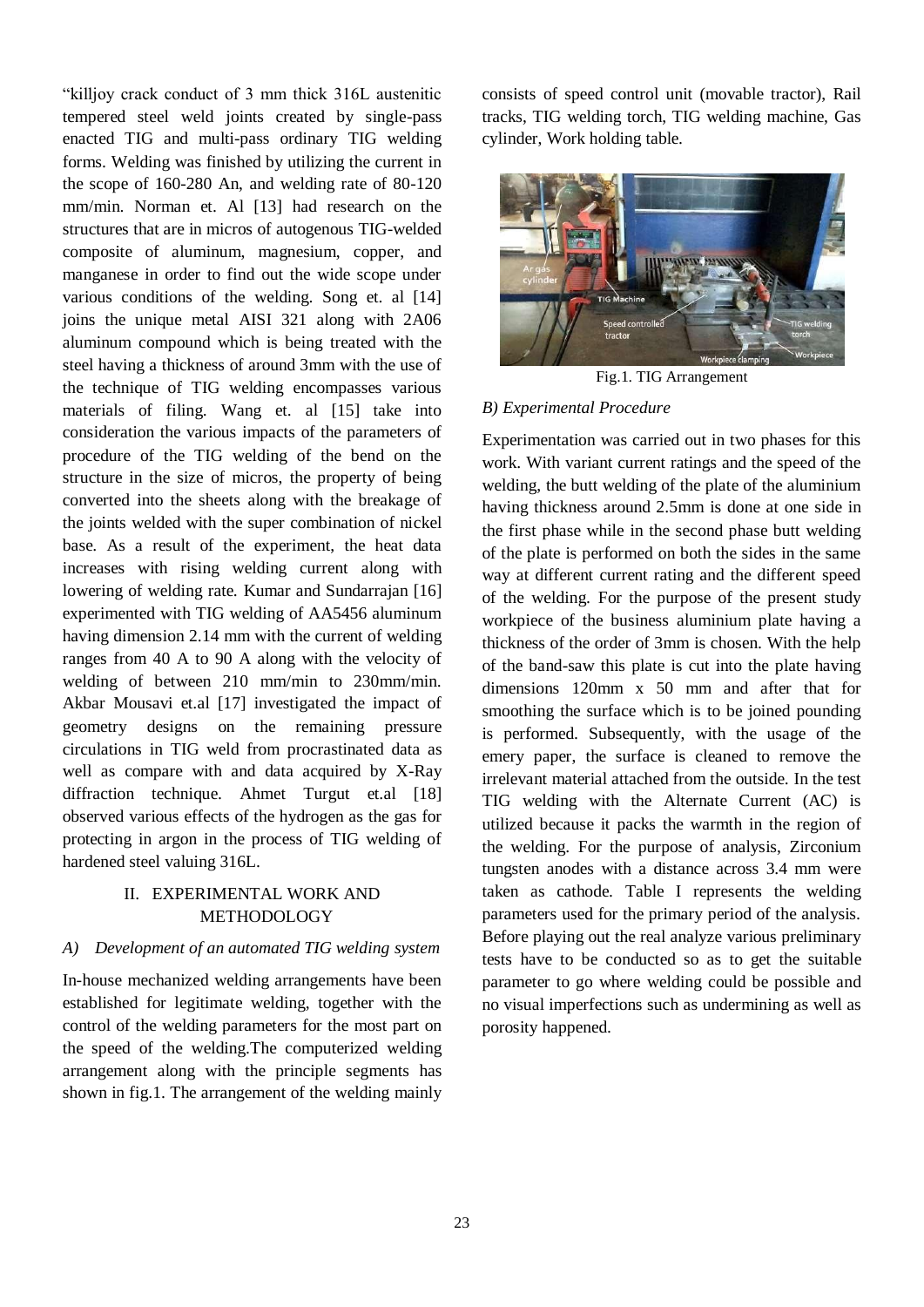"killjoy crack conduct of 3 mm thick 316L austenitic tempered steel weld joints created by single-pass enacted TIG and multi-pass ordinary TIG welding forms. Welding was finished by utilizing the current in the scope of 160-280 An, and welding rate of 80-120 mm/min. Norman et. Al [13] had research on the structures that are in micros of autogenous TIG-welded composite of aluminum, magnesium, copper, and manganese in order to find out the wide scope under various conditions of the welding. Song et. al [14] joins the unique metal AISI 321 along with 2A06 aluminum compound which is being treated with the steel having a thickness of around 3mm with the use of the technique of TIG welding encompasses various materials of filing. Wang et. al [15] take into consideration the various impacts of the parameters of procedure of the TIG welding of the bend on the structure in the size of micros, the property of being converted into the sheets along with the breakage of the joints welded with the super combination of nickel base. As a result of the experiment, the heat data increases with rising welding current along with lowering of welding rate. Kumar and Sundarrajan [16] experimented with TIG welding of AA5456 aluminum having dimension 2.14 mm with the current of welding ranges from 40 A to 90 A along with the velocity of welding of between 210 mm/min to 230mm/min. Akbar Mousavi et.al [17] investigated the impact of geometry designs on the remaining pressure circulations in TIG weld from procrastinated data as well as compare with and data acquired by X-Ray diffraction technique. Ahmet Turgut et.al [18] observed various effects of the hydrogen as the gas for protecting in argon in the process of TIG welding of hardened steel valuing 316L.

## II. EXPERIMENTAL WORK AND METHODOLOGY

### *A) Development of an automated TIG welding system*

In-house mechanized welding arrangements have been established for legitimate welding, together with the control of the welding parameters for the most part on the speed of the welding.The computerized welding arrangement along with the principle segments has shown in fig.1. The arrangement of the welding mainly consists of speed control unit (movable tractor), Rail tracks, TIG welding torch, TIG welding machine, Gas cylinder, Work holding table.

Fig.1. TIG Arrangement

### *B) Experimental Procedure*

Experimentation was carried out in two phases for this work. With variant current ratings and the speed of the welding, the butt welding of the plate of the aluminium having thickness around 2.5mm is done at one side in the first phase while in the second phase butt welding of the plate is performed on both the sides in the same way at different current rating and the different speed of the welding. For the purpose of the present study workpiece of the business aluminium plate having a thickness of the order of 3mm is chosen. With the help of the band-saw this plate is cut into the plate having dimensions 120mm x 50 mm and after that for smoothing the surface which is to be joined pounding is performed. Subsequently, with the usage of the emery paper, the surface is cleaned to remove the irrelevant material attached from the outside. In the test TIG welding with the Alternate Current (AC) is utilized because it packs the warmth in the region of the welding. For the purpose of analysis, Zirconium tungsten anodes with a distance across 3.4 mm were taken as cathode. Table I represents the welding parameters used for the primary period of the analysis. Before playing out the real analyze various preliminary tests have to be conducted so as to get the suitable parameter to go where welding could be possible and no visual imperfections such as undermining as well as porosity happened.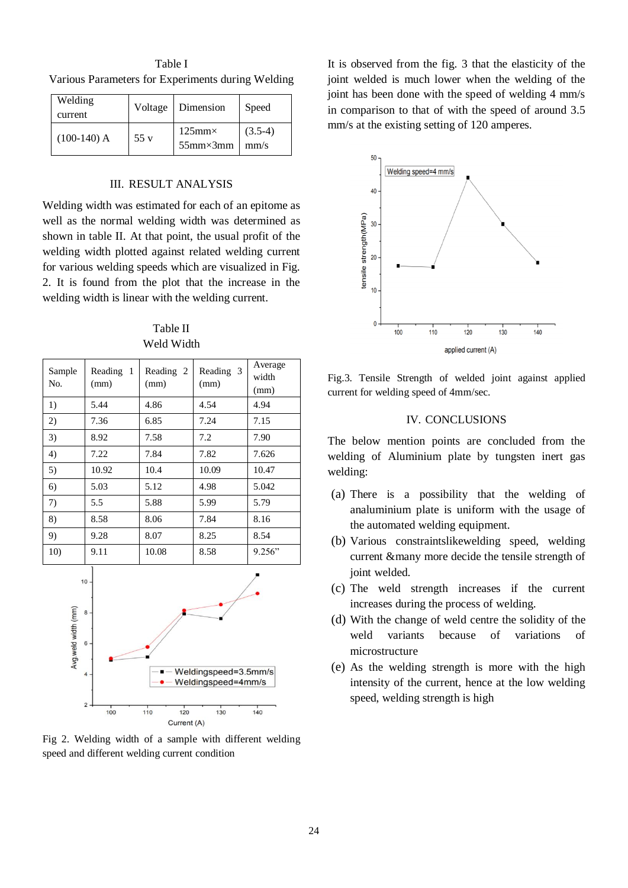Table I
Various Parameters for Experiments during Welding

| Welding current | Voltage | Dimension | Speed |
|---|---|---|---|
| (100-140) A | 55 v | 125mm× 55mm×3mm | (3.5-4) mm/s |

## III. RESULT ANALYSIS

Welding width was estimated for each of an epitome as well as the normal welding width was determined as shown in table II. At that point, the usual profit of the welding width plotted against related welding current for various welding speeds which are visualized in Fig. 2. It is found from the plot that the increase in the welding width is linear with the welding current.

Table II
Weld Width

| Sample No. | Reading 1 (mm) | Reading 2 (mm) | Reading 3 (mm) | Average width (mm) |
|---|---|---|---|---|
| 1) | 5.44 | 4.86 | 4.54 | 4.94 |
| 2) | 7.36 | 6.85 | 7.24 | 7.15 |
| 3) | 8.92 | 7.58 | 7.2 | 7.90 |
| 4) | 7.22 | 7.84 | 7.82 | 7.626 |
| 5) | 10.92 | 10.4 | 10.09 | 10.47 |
| 6) | 5.03 | 5.12 | 4.98 | 5.042 |
| 7) | 5.5 | 5.88 | 5.99 | 5.79 |
| 8) | 8.58 | 8.06 | 7.84 | 8.16 |
| 9) | 9.28 | 8.07 | 8.25 | 8.54 |
| 10) | 9.11 | 10.08 | 8.58 | 9.256" |

Fig 2. Welding width of a sample with different welding speed and different welding current condition

It is observed from the fig. 3 that the elasticity of the joint welded is much lower when the welding of the joint has been done with the speed of welding 4 mm/s in comparison to that of with the speed of around 3.5 mm/s at the existing setting of 120 amperes.

Fig.3. Tensile Strength of welded joint against applied current for welding speed of 4mm/sec.

## IV. CONCLUSIONS

The below mention points are concluded from the welding of Aluminium plate by tungsten inert gas welding:

(a) There is a possibility that the welding of analuminium plate is uniform with the usage of the automated welding equipment.

(b) Various constraintslikewelding speed, welding current &many more decide the tensile strength of joint welded.

(c) The weld strength increases if the current increases during the process of welding.

(d) With the change of weld centre the solidity of the weld variants because of variations of microstructure

(e) As the welding strength is more with the high intensity of the current, hence at the low welding speed, welding strength is high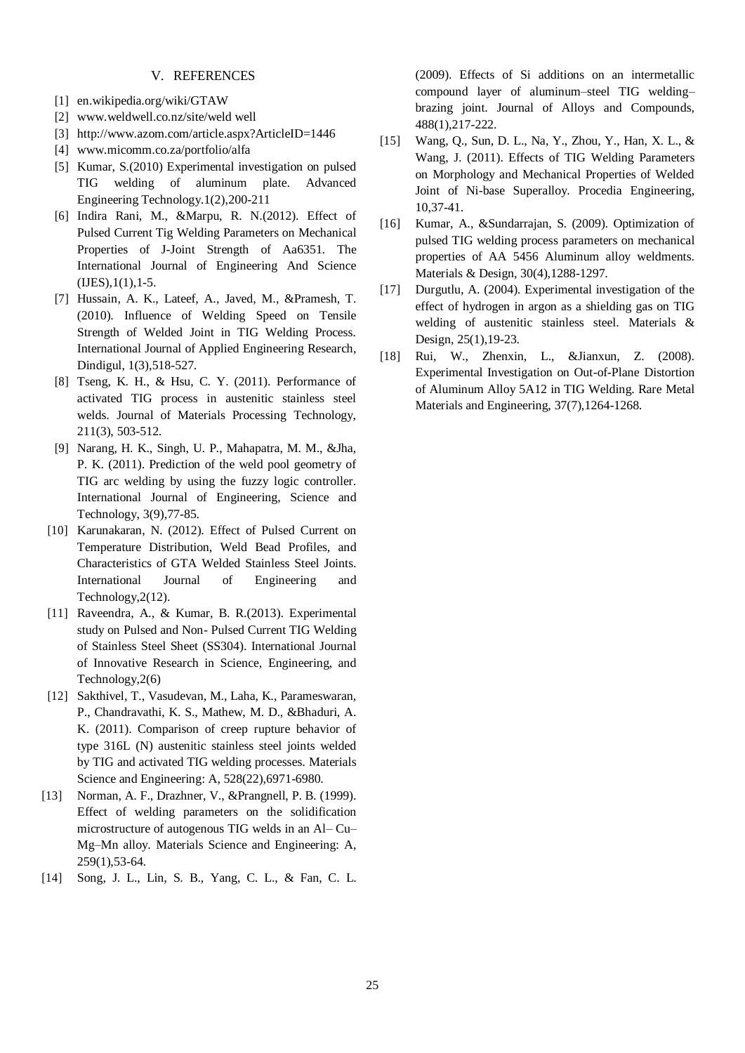## V. REFERENCES

[1] en.wikipedia.org/wiki/GTAW

[2] www.weldwell.co.nz/site/weld well

[3] http://www.azom.com/article.aspx?ArticleID=1446

[4] www.micomm.co.za/portfolio/alfa

[5] Kumar, S.(2010) Experimental investigation on pulsed TIG welding of aluminum plate. Advanced Engineering Technology.1(2),200-211

[6] Indira Rani, M., &Marpu, R. N.(2012). Effect of Pulsed Current Tig Welding Parameters on Mechanical Properties of J-Joint Strength of Aa6351. The International Journal of Engineering And Science (IJES),1(1),1-5.

[7] Hussain, A. K., Lateef, A., Javed, M., &Pramesh, T. (2010). Influence of Welding Speed on Tensile Strength of Welded Joint in TIG Welding Process. International Journal of Applied Engineering Research, Dindigul, 1(3),518-527.

[8] Tseng, K. H., & Hsu, C. Y. (2011). Performance of activated TIG process in austenitic stainless steel welds. Journal of Materials Processing Technology, 211(3), 503-512.

[9] Narang, H. K., Singh, U. P., Mahapatra, M. M., &Jha, P. K. (2011). Prediction of the weld pool geometry of TIG arc welding by using the fuzzy logic controller. International Journal of Engineering, Science and Technology, 3(9),77-85.

[10] Karunakaran, N. (2012). Effect of Pulsed Current on Temperature Distribution, Weld Bead Profiles, and Characteristics of GTA Welded Stainless Steel Joints. International Journal of Engineering and Technology,2(12).

[11] Raveendra, A., & Kumar, B. R.(2013). Experimental study on Pulsed and Non- Pulsed Current TIG Welding of Stainless Steel Sheet (SS304). International Journal of Innovative Research in Science, Engineering, and Technology,2(6)

[12] Sakthivel, T., Vasudevan, M., Laha, K., Parameswaran, P., Chandravathi, K. S., Mathew, M. D., &Bhaduri, A. K. (2011). Comparison of creep rupture behavior of type 316L (N) austenitic stainless steel joints welded by TIG and activated TIG welding processes. Materials Science and Engineering: A, 528(22),6971-6980.

[13] Norman, A. F., Drazhner, V., &Prangnell, P. B. (1999). Effect of welding parameters on the solidification microstructure of autogenous TIG welds in an Al– Cu–Mg–Mn alloy. Materials Science and Engineering: A, 259(1),53-64.

[14] Song, J. L., Lin, S. B., Yang, C. L., & Fan, C. L. (2009). Effects of Si additions on an intermetallic compound layer of aluminum–steel TIG welding–brazing joint. Journal of Alloys and Compounds, 488(1),217-222.

[15] Wang, Q., Sun, D. L., Na, Y., Zhou, Y., Han, X. L., & Wang, J. (2011). Effects of TIG Welding Parameters on Morphology and Mechanical Properties of Welded Joint of Ni-base Superalloy. Procedia Engineering, 10,37-41.

[16] Kumar, A., &Sundarrajan, S. (2009). Optimization of pulsed TIG welding process parameters on mechanical properties of AA 5456 Aluminum alloy weldments. Materials & Design, 30(4),1288-1297.

[17] Durgutlu, A. (2004). Experimental investigation of the effect of hydrogen in argon as a shielding gas on TIG welding of austenitic stainless steel. Materials & Design, 25(1),19-23.

[18] Rui, W., Zhenxin, L., &Jianxun, Z. (2008). Experimental Investigation on Out-of-Plane Distortion of Aluminum Alloy 5A12 in TIG Welding. Rare Metal Materials and Engineering, 37(7),1264-1268.